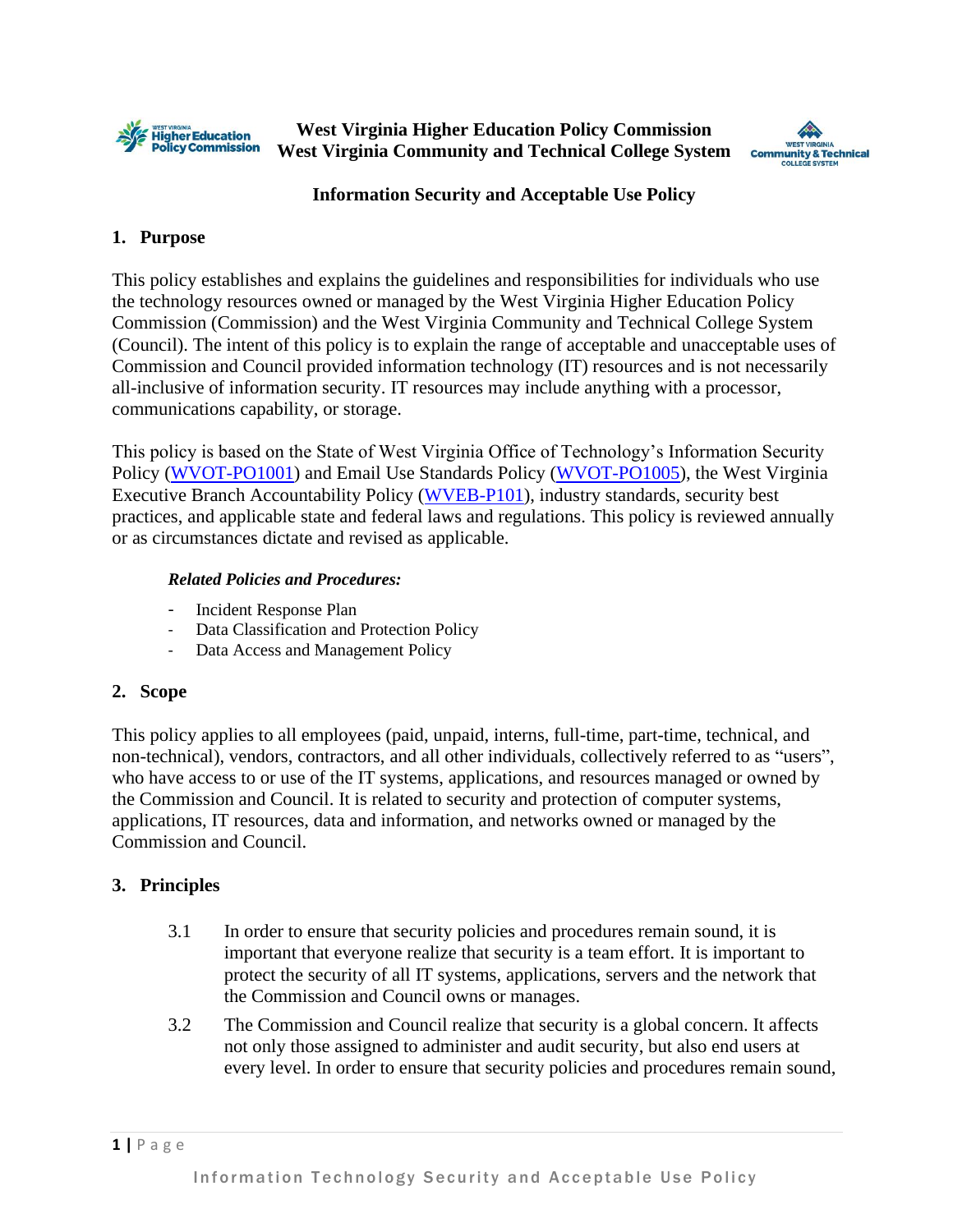**West Virginia Higher Education Policy Commission**
**West Virginia Community and Technical College System**

# Information Security and Acceptable Use Policy

## 1. Purpose

This policy establishes and explains the guidelines and responsibilities for individuals who use the technology resources owned or managed by the West Virginia Higher Education Policy Commission (Commission) and the West Virginia Community and Technical College System (Council). The intent of this policy is to explain the range of acceptable and unacceptable uses of Commission and Council provided information technology (IT) resources and is not necessarily all-inclusive of information security. IT resources may include anything with a processor, communications capability, or storage.

This policy is based on the State of West Virginia Office of Technology's Information Security Policy (WVOT-PO1001) and Email Use Standards Policy (WVOT-PO1005), the West Virginia Executive Branch Accountability Policy (WVEB-P101), industry standards, security best practices, and applicable state and federal laws and regulations. This policy is reviewed annually or as circumstances dictate and revised as applicable.

***Related Policies and Procedures:***

- Incident Response Plan
- Data Classification and Protection Policy
- Data Access and Management Policy

## 2. Scope

This policy applies to all employees (paid, unpaid, interns, full-time, part-time, technical, and non-technical), vendors, contractors, and all other individuals, collectively referred to as "users", who have access to or use of the IT systems, applications, and resources managed or owned by the Commission and Council. It is related to security and protection of computer systems, applications, IT resources, data and information, and networks owned or managed by the Commission and Council.

## 3. Principles

3.1 In order to ensure that security policies and procedures remain sound, it is important that everyone realize that security is a team effort. It is important to protect the security of all IT systems, applications, servers and the network that the Commission and Council owns or manages.

3.2 The Commission and Council realize that security is a global concern. It affects not only those assigned to administer and audit security, but also end users at every level. In order to ensure that security policies and procedures remain sound,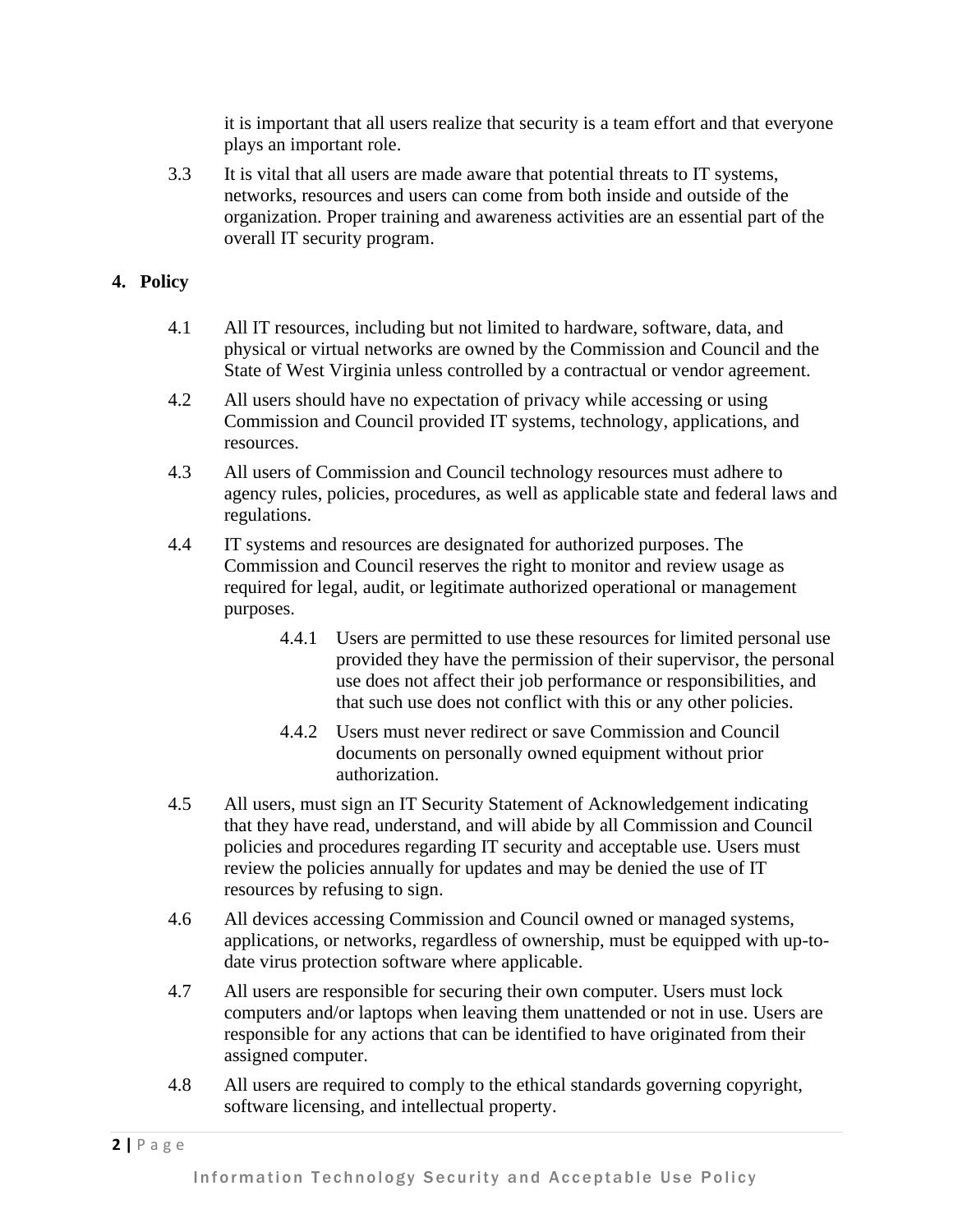it is important that all users realize that security is a team effort and that everyone plays an important role.

3.3 It is vital that all users are made aware that potential threats to IT systems, networks, resources and users can come from both inside and outside of the organization. Proper training and awareness activities are an essential part of the overall IT security program.

## 4. Policy

4.1 All IT resources, including but not limited to hardware, software, data, and physical or virtual networks are owned by the Commission and Council and the State of West Virginia unless controlled by a contractual or vendor agreement.

4.2 All users should have no expectation of privacy while accessing or using Commission and Council provided IT systems, technology, applications, and resources.

4.3 All users of Commission and Council technology resources must adhere to agency rules, policies, procedures, as well as applicable state and federal laws and regulations.

4.4 IT systems and resources are designated for authorized purposes. The Commission and Council reserves the right to monitor and review usage as required for legal, audit, or legitimate authorized operational or management purposes.

> 4.4.1 Users are permitted to use these resources for limited personal use provided they have the permission of their supervisor, the personal use does not affect their job performance or responsibilities, and that such use does not conflict with this or any other policies.
>
> 4.4.2 Users must never redirect or save Commission and Council documents on personally owned equipment without prior authorization.

4.5 All users, must sign an IT Security Statement of Acknowledgement indicating that they have read, understand, and will abide by all Commission and Council policies and procedures regarding IT security and acceptable use. Users must review the policies annually for updates and may be denied the use of IT resources by refusing to sign.

4.6 All devices accessing Commission and Council owned or managed systems, applications, or networks, regardless of ownership, must be equipped with up-to-date virus protection software where applicable.

4.7 All users are responsible for securing their own computer. Users must lock computers and/or laptops when leaving them unattended or not in use. Users are responsible for any actions that can be identified to have originated from their assigned computer.

4.8 All users are required to comply to the ethical standards governing copyright, software licensing, and intellectual property.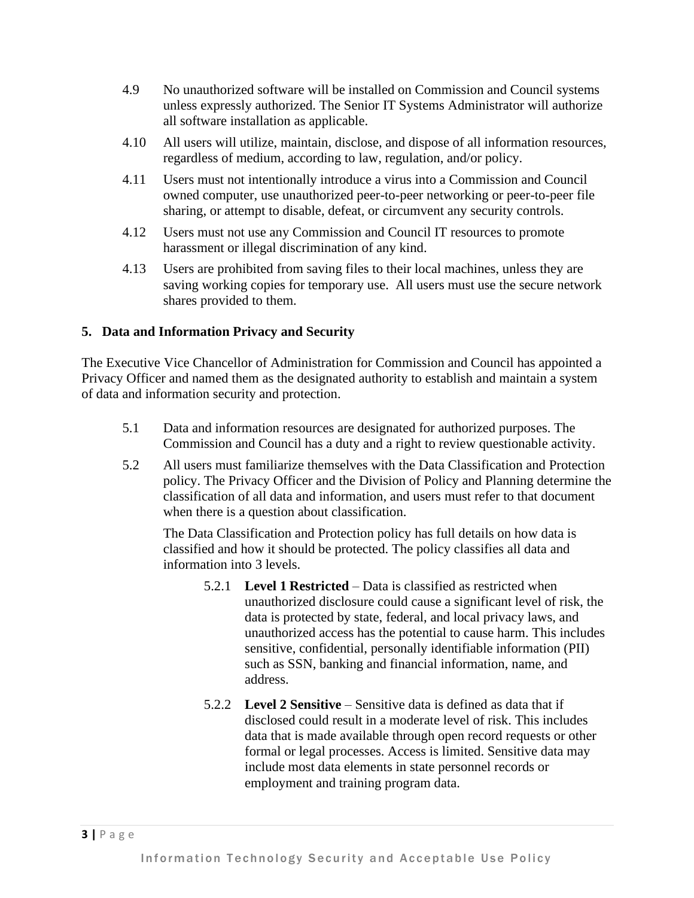4.9 No unauthorized software will be installed on Commission and Council systems unless expressly authorized. The Senior IT Systems Administrator will authorize all software installation as applicable.

4.10 All users will utilize, maintain, disclose, and dispose of all information resources, regardless of medium, according to law, regulation, and/or policy.

4.11 Users must not intentionally introduce a virus into a Commission and Council owned computer, use unauthorized peer-to-peer networking or peer-to-peer file sharing, or attempt to disable, defeat, or circumvent any security controls.

4.12 Users must not use any Commission and Council IT resources to promote harassment or illegal discrimination of any kind.

4.13 Users are prohibited from saving files to their local machines, unless they are saving working copies for temporary use. All users must use the secure network shares provided to them.

## 5. Data and Information Privacy and Security

The Executive Vice Chancellor of Administration for Commission and Council has appointed a Privacy Officer and named them as the designated authority to establish and maintain a system of data and information security and protection.

5.1 Data and information resources are designated for authorized purposes. The Commission and Council has a duty and a right to review questionable activity.

5.2 All users must familiarize themselves with the Data Classification and Protection policy. The Privacy Officer and the Division of Policy and Planning determine the classification of all data and information, and users must refer to that document when there is a question about classification.

The Data Classification and Protection policy has full details on how data is classified and how it should be protected. The policy classifies all data and information into 3 levels.

5.2.1 **Level 1 Restricted** – Data is classified as restricted when unauthorized disclosure could cause a significant level of risk, the data is protected by state, federal, and local privacy laws, and unauthorized access has the potential to cause harm. This includes sensitive, confidential, personally identifiable information (PII) such as SSN, banking and financial information, name, and address.

5.2.2 **Level 2 Sensitive** – Sensitive data is defined as data that if disclosed could result in a moderate level of risk. This includes data that is made available through open record requests or other formal or legal processes. Access is limited. Sensitive data may include most data elements in state personnel records or employment and training program data.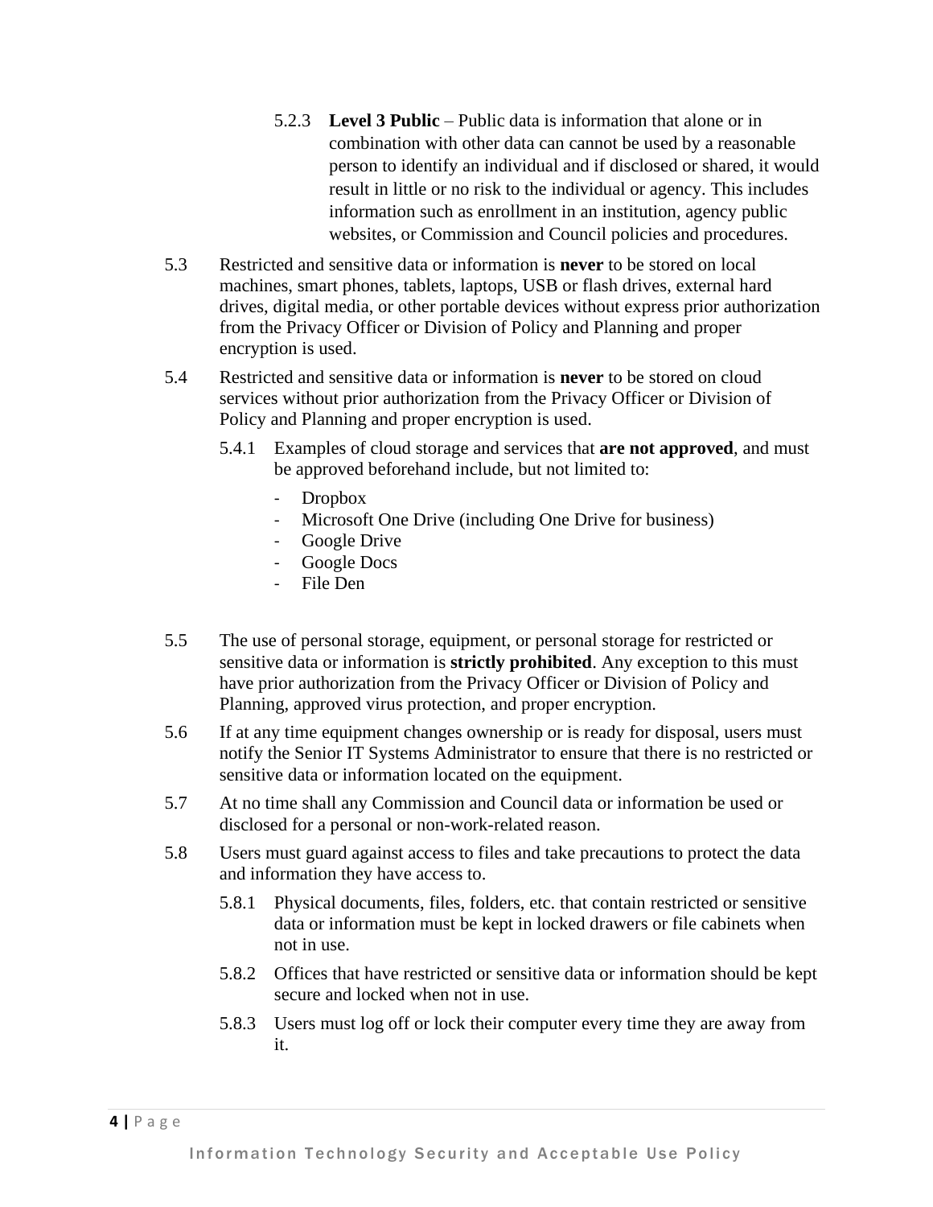5.2.3 **Level 3 Public** – Public data is information that alone or in combination with other data can cannot be used by a reasonable person to identify an individual and if disclosed or shared, it would result in little or no risk to the individual or agency. This includes information such as enrollment in an institution, agency public websites, or Commission and Council policies and procedures.

5.3 Restricted and sensitive data or information is **never** to be stored on local machines, smart phones, tablets, laptops, USB or flash drives, external hard drives, digital media, or other portable devices without express prior authorization from the Privacy Officer or Division of Policy and Planning and proper encryption is used.

5.4 Restricted and sensitive data or information is **never** to be stored on cloud services without prior authorization from the Privacy Officer or Division of Policy and Planning and proper encryption is used.

5.4.1 Examples of cloud storage and services that **are not approved**, and must be approved beforehand include, but not limited to:

- Dropbox
- Microsoft One Drive (including One Drive for business)
- Google Drive
- Google Docs
- File Den

5.5 The use of personal storage, equipment, or personal storage for restricted or sensitive data or information is **strictly prohibited**. Any exception to this must have prior authorization from the Privacy Officer or Division of Policy and Planning, approved virus protection, and proper encryption.

5.6 If at any time equipment changes ownership or is ready for disposal, users must notify the Senior IT Systems Administrator to ensure that there is no restricted or sensitive data or information located on the equipment.

5.7 At no time shall any Commission and Council data or information be used or disclosed for a personal or non-work-related reason.

5.8 Users must guard against access to files and take precautions to protect the data and information they have access to.

5.8.1 Physical documents, files, folders, etc. that contain restricted or sensitive data or information must be kept in locked drawers or file cabinets when not in use.

5.8.2 Offices that have restricted or sensitive data or information should be kept secure and locked when not in use.

5.8.3 Users must log off or lock their computer every time they are away from it.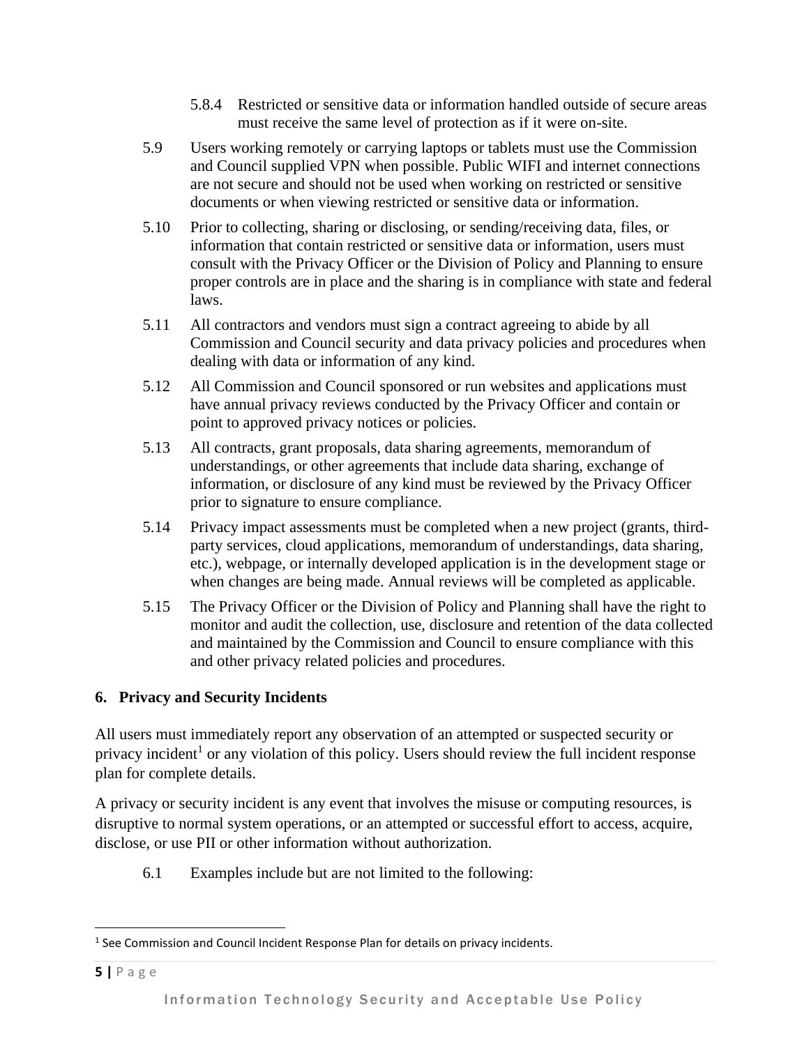5.8.4 Restricted or sensitive data or information handled outside of secure areas must receive the same level of protection as if it were on-site.

5.9 Users working remotely or carrying laptops or tablets must use the Commission and Council supplied VPN when possible. Public WIFI and internet connections are not secure and should not be used when working on restricted or sensitive documents or when viewing restricted or sensitive data or information.

5.10 Prior to collecting, sharing or disclosing, or sending/receiving data, files, or information that contain restricted or sensitive data or information, users must consult with the Privacy Officer or the Division of Policy and Planning to ensure proper controls are in place and the sharing is in compliance with state and federal laws.

5.11 All contractors and vendors must sign a contract agreeing to abide by all Commission and Council security and data privacy policies and procedures when dealing with data or information of any kind.

5.12 All Commission and Council sponsored or run websites and applications must have annual privacy reviews conducted by the Privacy Officer and contain or point to approved privacy notices or policies.

5.13 All contracts, grant proposals, data sharing agreements, memorandum of understandings, or other agreements that include data sharing, exchange of information, or disclosure of any kind must be reviewed by the Privacy Officer prior to signature to ensure compliance.

5.14 Privacy impact assessments must be completed when a new project (grants, third-party services, cloud applications, memorandum of understandings, data sharing, etc.), webpage, or internally developed application is in the development stage or when changes are being made. Annual reviews will be completed as applicable.

5.15 The Privacy Officer or the Division of Policy and Planning shall have the right to monitor and audit the collection, use, disclosure and retention of the data collected and maintained by the Commission and Council to ensure compliance with this and other privacy related policies and procedures.

## 6. Privacy and Security Incidents

All users must immediately report any observation of an attempted or suspected security or privacy incident[1] or any violation of this policy. Users should review the full incident response plan for complete details.

A privacy or security incident is any event that involves the misuse or computing resources, is disruptive to normal system operations, or an attempted or successful effort to access, acquire, disclose, or use PII or other information without authorization.

6.1 Examples include but are not limited to the following:

[1] See Commission and Council Incident Response Plan for details on privacy incidents.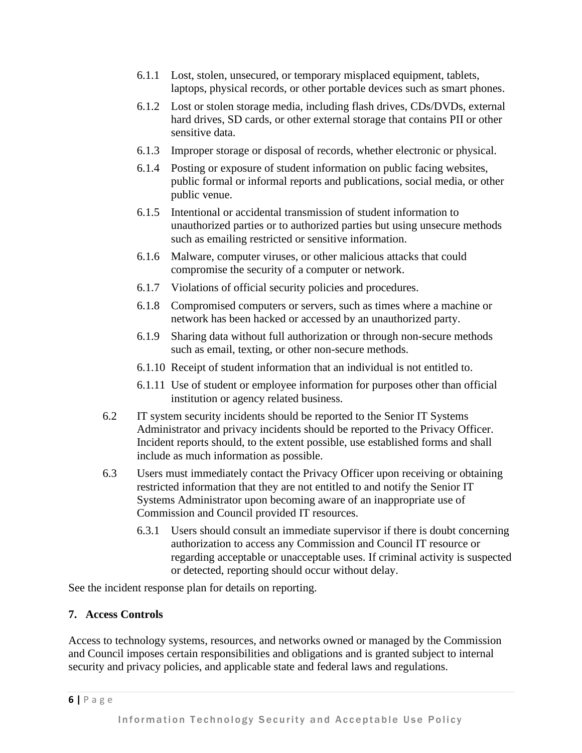- 6.1.1 Lost, stolen, unsecured, or temporary misplaced equipment, tablets, laptops, physical records, or other portable devices such as smart phones.
- 6.1.2 Lost or stolen storage media, including flash drives, CDs/DVDs, external hard drives, SD cards, or other external storage that contains PII or other sensitive data.
- 6.1.3 Improper storage or disposal of records, whether electronic or physical.
- 6.1.4 Posting or exposure of student information on public facing websites, public formal or informal reports and publications, social media, or other public venue.
- 6.1.5 Intentional or accidental transmission of student information to unauthorized parties or to authorized parties but using unsecure methods such as emailing restricted or sensitive information.
- 6.1.6 Malware, computer viruses, or other malicious attacks that could compromise the security of a computer or network.
- 6.1.7 Violations of official security policies and procedures.
- 6.1.8 Compromised computers or servers, such as times where a machine or network has been hacked or accessed by an unauthorized party.
- 6.1.9 Sharing data without full authorization or through non-secure methods such as email, texting, or other non-secure methods.
- 6.1.10 Receipt of student information that an individual is not entitled to.
- 6.1.11 Use of student or employee information for purposes other than official institution or agency related business.

6.2 IT system security incidents should be reported to the Senior IT Systems Administrator and privacy incidents should be reported to the Privacy Officer. Incident reports should, to the extent possible, use established forms and shall include as much information as possible.

6.3 Users must immediately contact the Privacy Officer upon receiving or obtaining restricted information that they are not entitled to and notify the Senior IT Systems Administrator upon becoming aware of an inappropriate use of Commission and Council provided IT resources.

- 6.3.1 Users should consult an immediate supervisor if there is doubt concerning authorization to access any Commission and Council IT resource or regarding acceptable or unacceptable uses. If criminal activity is suspected or detected, reporting should occur without delay.

See the incident response plan for details on reporting.

## 7. Access Controls

Access to technology systems, resources, and networks owned or managed by the Commission and Council imposes certain responsibilities and obligations and is granted subject to internal security and privacy policies, and applicable state and federal laws and regulations.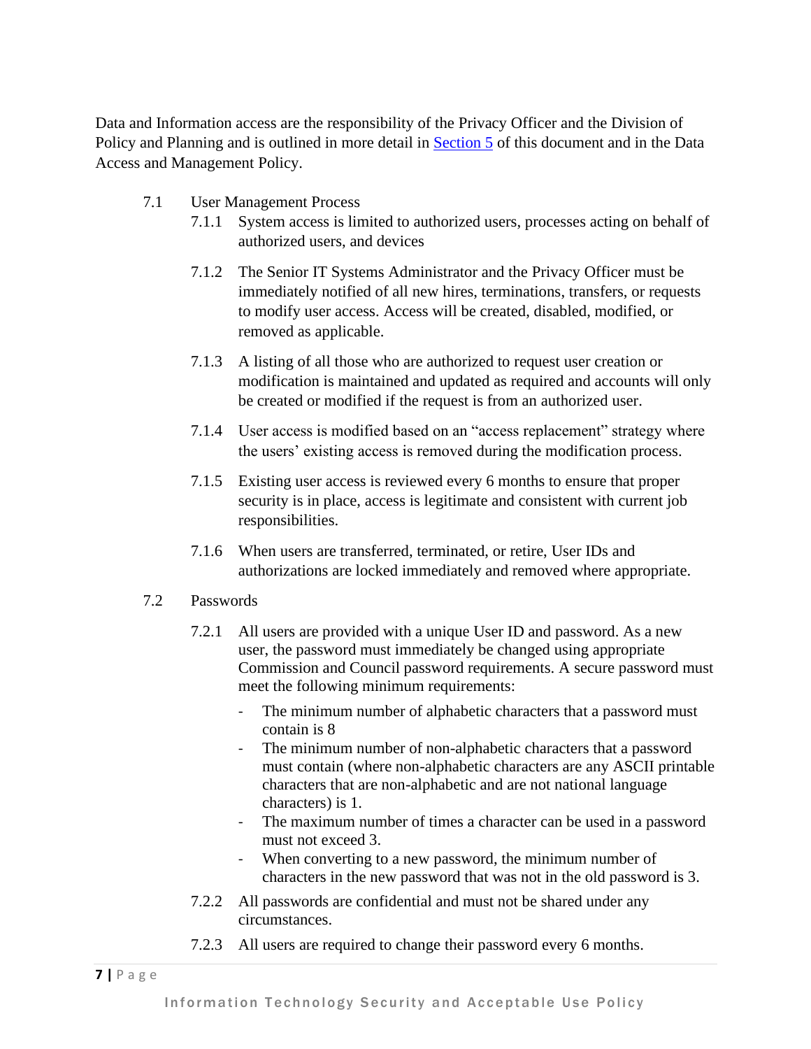Data and Information access are the responsibility of the Privacy Officer and the Division of Policy and Planning and is outlined in more detail in Section 5 of this document and in the Data Access and Management Policy.

7.1 User Management Process

7.1.1 System access is limited to authorized users, processes acting on behalf of authorized users, and devices

7.1.2 The Senior IT Systems Administrator and the Privacy Officer must be immediately notified of all new hires, terminations, transfers, or requests to modify user access. Access will be created, disabled, modified, or removed as applicable.

7.1.3 A listing of all those who are authorized to request user creation or modification is maintained and updated as required and accounts will only be created or modified if the request is from an authorized user.

7.1.4 User access is modified based on an "access replacement" strategy where the users' existing access is removed during the modification process.

7.1.5 Existing user access is reviewed every 6 months to ensure that proper security is in place, access is legitimate and consistent with current job responsibilities.

7.1.6 When users are transferred, terminated, or retire, User IDs and authorizations are locked immediately and removed where appropriate.

7.2 Passwords

7.2.1 All users are provided with a unique User ID and password. As a new user, the password must immediately be changed using appropriate Commission and Council password requirements. A secure password must meet the following minimum requirements:

- The minimum number of alphabetic characters that a password must contain is 8
- The minimum number of non-alphabetic characters that a password must contain (where non-alphabetic characters are any ASCII printable characters that are non-alphabetic and are not national language characters) is 1.
- The maximum number of times a character can be used in a password must not exceed 3.
- When converting to a new password, the minimum number of characters in the new password that was not in the old password is 3.

7.2.2 All passwords are confidential and must not be shared under any circumstances.

7.2.3 All users are required to change their password every 6 months.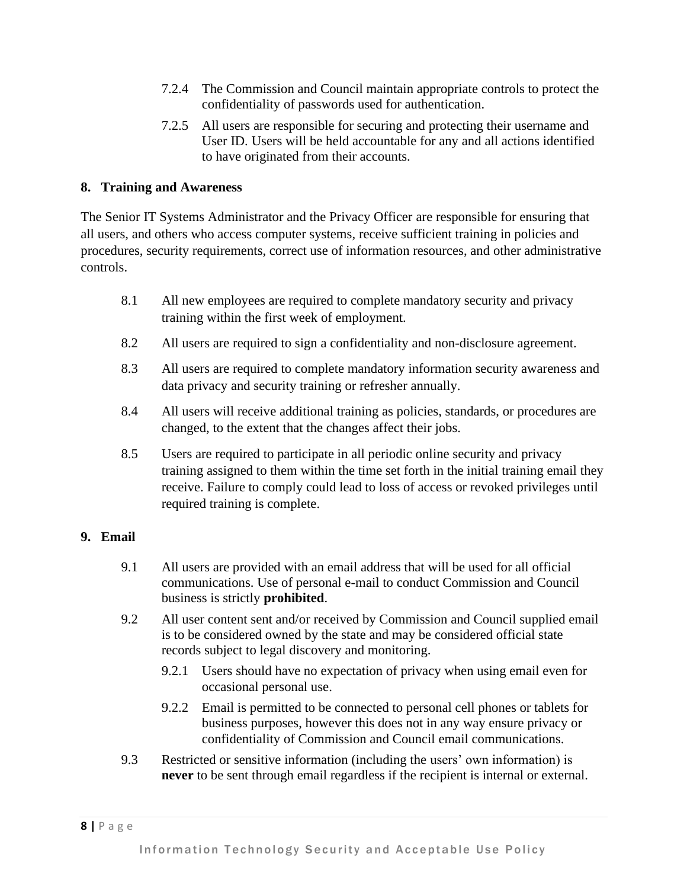7.2.4 The Commission and Council maintain appropriate controls to protect the confidentiality of passwords used for authentication.

7.2.5 All users are responsible for securing and protecting their username and User ID. Users will be held accountable for any and all actions identified to have originated from their accounts.

## 8. Training and Awareness

The Senior IT Systems Administrator and the Privacy Officer are responsible for ensuring that all users, and others who access computer systems, receive sufficient training in policies and procedures, security requirements, correct use of information resources, and other administrative controls.

8.1 All new employees are required to complete mandatory security and privacy training within the first week of employment.

8.2 All users are required to sign a confidentiality and non-disclosure agreement.

8.3 All users are required to complete mandatory information security awareness and data privacy and security training or refresher annually.

8.4 All users will receive additional training as policies, standards, or procedures are changed, to the extent that the changes affect their jobs.

8.5 Users are required to participate in all periodic online security and privacy training assigned to them within the time set forth in the initial training email they receive. Failure to comply could lead to loss of access or revoked privileges until required training is complete.

## 9. Email

9.1 All users are provided with an email address that will be used for all official communications. Use of personal e-mail to conduct Commission and Council business is strictly **prohibited**.

9.2 All user content sent and/or received by Commission and Council supplied email is to be considered owned by the state and may be considered official state records subject to legal discovery and monitoring.

9.2.1 Users should have no expectation of privacy when using email even for occasional personal use.

9.2.2 Email is permitted to be connected to personal cell phones or tablets for business purposes, however this does not in any way ensure privacy or confidentiality of Commission and Council email communications.

9.3 Restricted or sensitive information (including the users' own information) is **never** to be sent through email regardless if the recipient is internal or external.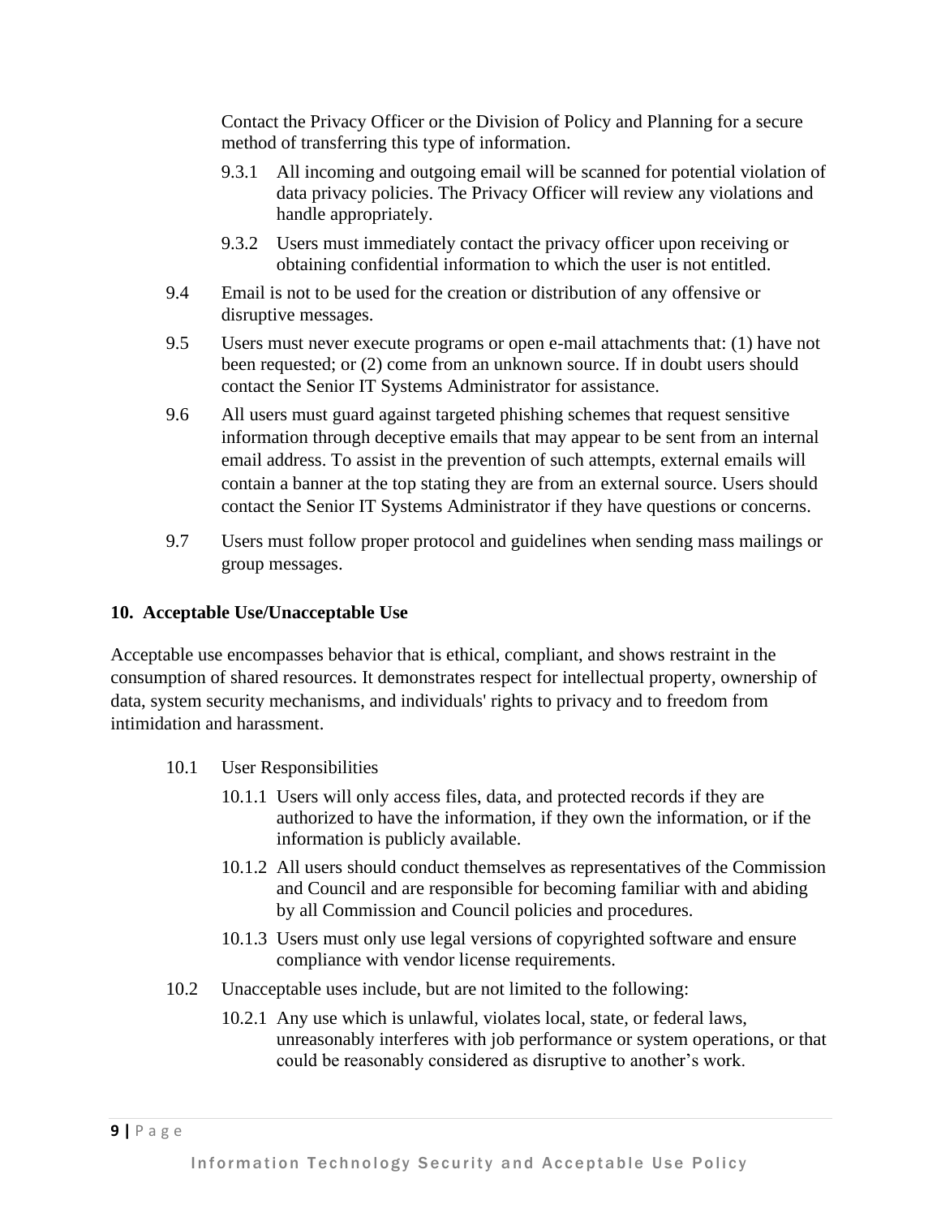Contact the Privacy Officer or the Division of Policy and Planning for a secure method of transferring this type of information.

9.3.1 All incoming and outgoing email will be scanned for potential violation of data privacy policies. The Privacy Officer will review any violations and handle appropriately.

9.3.2 Users must immediately contact the privacy officer upon receiving or obtaining confidential information to which the user is not entitled.

9.4 Email is not to be used for the creation or distribution of any offensive or disruptive messages.

9.5 Users must never execute programs or open e-mail attachments that: (1) have not been requested; or (2) come from an unknown source. If in doubt users should contact the Senior IT Systems Administrator for assistance.

9.6 All users must guard against targeted phishing schemes that request sensitive information through deceptive emails that may appear to be sent from an internal email address. To assist in the prevention of such attempts, external emails will contain a banner at the top stating they are from an external source. Users should contact the Senior IT Systems Administrator if they have questions or concerns.

9.7 Users must follow proper protocol and guidelines when sending mass mailings or group messages.

## 10. Acceptable Use/Unacceptable Use

Acceptable use encompasses behavior that is ethical, compliant, and shows restraint in the consumption of shared resources. It demonstrates respect for intellectual property, ownership of data, system security mechanisms, and individuals' rights to privacy and to freedom from intimidation and harassment.

10.1 User Responsibilities

10.1.1 Users will only access files, data, and protected records if they are authorized to have the information, if they own the information, or if the information is publicly available.

10.1.2 All users should conduct themselves as representatives of the Commission and Council and are responsible for becoming familiar with and abiding by all Commission and Council policies and procedures.

10.1.3 Users must only use legal versions of copyrighted software and ensure compliance with vendor license requirements.

10.2 Unacceptable uses include, but are not limited to the following:

10.2.1 Any use which is unlawful, violates local, state, or federal laws, unreasonably interferes with job performance or system operations, or that could be reasonably considered as disruptive to another's work.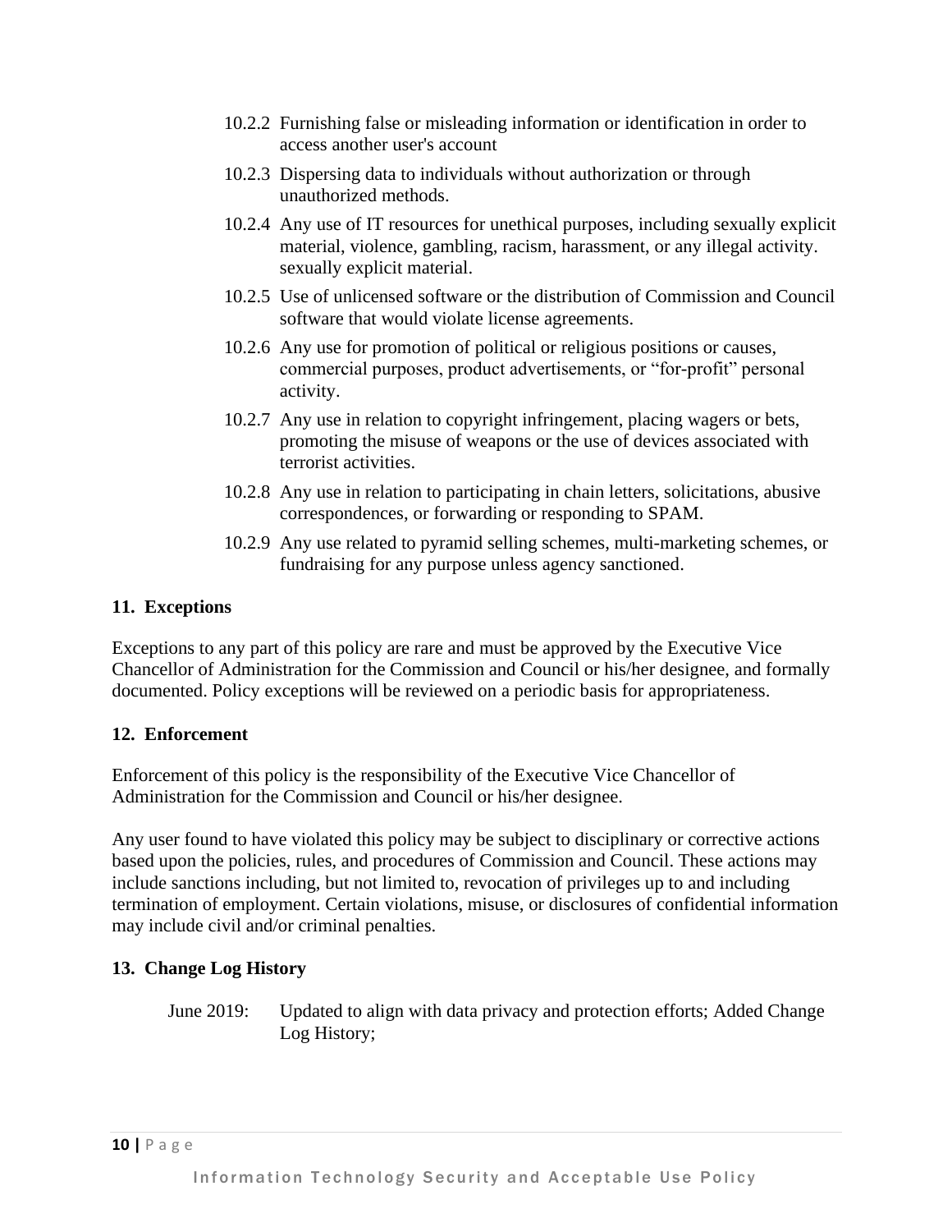10.2.2 Furnishing false or misleading information or identification in order to access another user's account

10.2.3 Dispersing data to individuals without authorization or through unauthorized methods.

10.2.4 Any use of IT resources for unethical purposes, including sexually explicit material, violence, gambling, racism, harassment, or any illegal activity. sexually explicit material.

10.2.5 Use of unlicensed software or the distribution of Commission and Council software that would violate license agreements.

10.2.6 Any use for promotion of political or religious positions or causes, commercial purposes, product advertisements, or "for-profit" personal activity.

10.2.7 Any use in relation to copyright infringement, placing wagers or bets, promoting the misuse of weapons or the use of devices associated with terrorist activities.

10.2.8 Any use in relation to participating in chain letters, solicitations, abusive correspondences, or forwarding or responding to SPAM.

10.2.9 Any use related to pyramid selling schemes, multi-marketing schemes, or fundraising for any purpose unless agency sanctioned.

## 11. Exceptions

Exceptions to any part of this policy are rare and must be approved by the Executive Vice Chancellor of Administration for the Commission and Council or his/her designee, and formally documented. Policy exceptions will be reviewed on a periodic basis for appropriateness.

## 12. Enforcement

Enforcement of this policy is the responsibility of the Executive Vice Chancellor of Administration for the Commission and Council or his/her designee.

Any user found to have violated this policy may be subject to disciplinary or corrective actions based upon the policies, rules, and procedures of Commission and Council. These actions may include sanctions including, but not limited to, revocation of privileges up to and including termination of employment. Certain violations, misuse, or disclosures of confidential information may include civil and/or criminal penalties.

## 13. Change Log History

June 2019: Updated to align with data privacy and protection efforts; Added Change Log History;